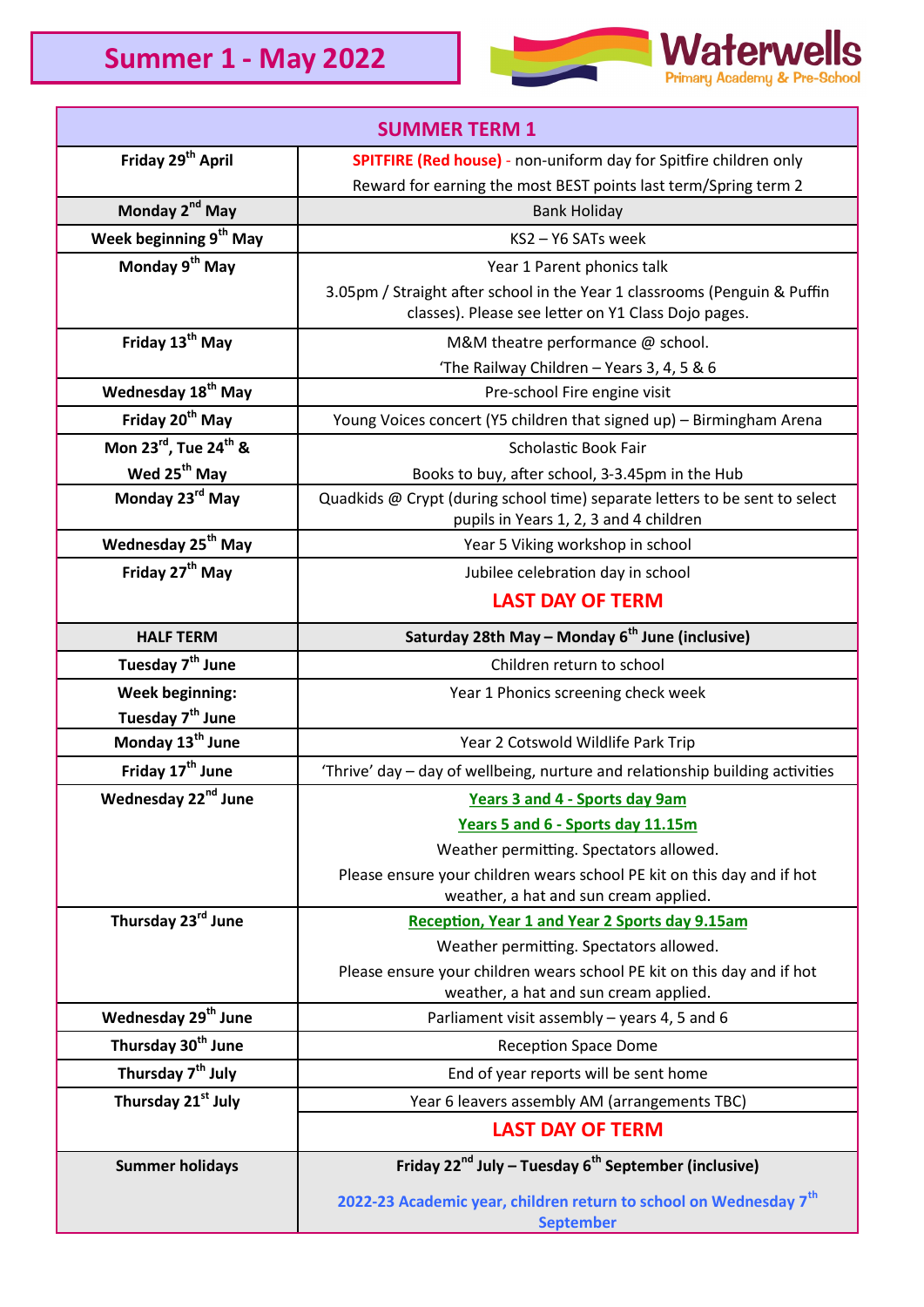# Summer 1 - May 2022

**Waterwells**
Primary Academy & Pre-School

| SUMMER TERM 1 | |
|---|---|
| **Friday 29th April** | **SPITFIRE (Red house)** - non-uniform day for Spitfire children only<br>Reward for earning the most BEST points last term/Spring term 2 |
| **Monday 2nd May** | Bank Holiday |
| **Week beginning 9th May** | KS2 – Y6 SATs week |
| **Monday 9th May** | Year 1 Parent phonics talk<br>3.05pm / Straight after school in the Year 1 classrooms (Penguin & Puffin classes). Please see letter on Y1 Class Dojo pages. |
| **Friday 13th May** | M&M theatre performance @ school.<br>'The Railway Children – Years 3, 4, 5 & 6 |
| **Wednesday 18th May** | Pre-school Fire engine visit |
| **Friday 20th May** | Young Voices concert (Y5 children that signed up) – Birmingham Arena |
| **Mon 23rd, Tue 24th & Wed 25th May** | Scholastic Book Fair<br>Books to buy, after school, 3-3.45pm in the Hub |
| **Monday 23rd May** | Quadkids @ Crypt (during school time) separate letters to be sent to select pupils in Years 1, 2, 3 and 4 children |
| **Wednesday 25th May** | Year 5 Viking workshop in school |
| **Friday 27th May** | Jubilee celebration day in school<br>**LAST DAY OF TERM** |
| **HALF TERM** | **Saturday 28th May – Monday 6th June (inclusive)** |
| **Tuesday 7th June** | Children return to school |
| **Week beginning: Tuesday 7th June** | Year 1 Phonics screening check week |
| **Monday 13th June** | Year 2 Cotswold Wildlife Park Trip |
| **Friday 17th June** | 'Thrive' day – day of wellbeing, nurture and relationship building activities |
| **Wednesday 22nd June** | **Years 3 and 4 - Sports day 9am**<br>**Years 5 and 6 - Sports day 11.15m**<br>Weather permitting. Spectators allowed.<br>Please ensure your children wears school PE kit on this day and if hot weather, a hat and sun cream applied. |
| **Thursday 23rd June** | **Reception, Year 1 and Year 2 Sports day 9.15am**<br>Weather permitting. Spectators allowed.<br>Please ensure your children wears school PE kit on this day and if hot weather, a hat and sun cream applied. |
| **Wednesday 29th June** | Parliament visit assembly – years 4, 5 and 6 |
| **Thursday 30th June** | Reception Space Dome |
| **Thursday 7th July** | End of year reports will be sent home |
| **Thursday 21st July** | Year 6 leavers assembly AM (arrangements TBC)<br>**LAST DAY OF TERM** |
| **Summer holidays** | **Friday 22nd July – Tuesday 6th September (inclusive)**<br>**2022-23 Academic year, children return to school on Wednesday 7th September** |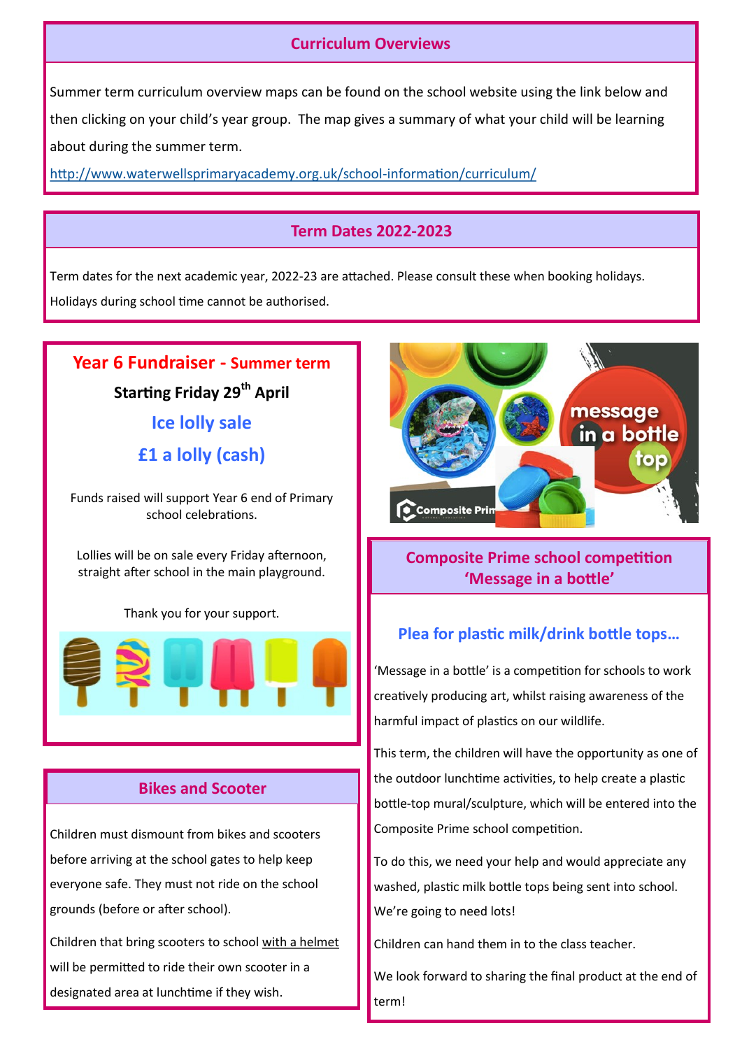## Curriculum Overviews

Summer term curriculum overview maps can be found on the school website using the link below and then clicking on your child's year group. The map gives a summary of what your child will be learning about during the summer term.

http://www.waterwellsprimaryacademy.org.uk/school-information/curriculum/

## Term Dates 2022-2023

Term dates for the next academic year, 2022-23 are attached. Please consult these when booking holidays. Holidays during school time cannot be authorised.

## Year 6 Fundraiser - Summer term

**Starting Friday 29th April**

**Ice lolly sale**

**£1 a lolly (cash)**

Funds raised will support Year 6 end of Primary school celebrations.

Lollies will be on sale every Friday afternoon, straight after school in the main playground.

Thank you for your support.

## Bikes and Scooter

Children must dismount from bikes and scooters before arriving at the school gates to help keep everyone safe. They must not ride on the school grounds (before or after school).

Children that bring scooters to school with a helmet will be permitted to ride their own scooter in a designated area at lunchtime if they wish.

## Composite Prime school competition 'Message in a bottle'

### Plea for plastic milk/drink bottle tops…

'Message in a bottle' is a competition for schools to work creatively producing art, whilst raising awareness of the harmful impact of plastics on our wildlife.

This term, the children will have the opportunity as one of the outdoor lunchtime activities, to help create a plastic bottle-top mural/sculpture, which will be entered into the Composite Prime school competition.

To do this, we need your help and would appreciate any washed, plastic milk bottle tops being sent into school. We're going to need lots!

Children can hand them in to the class teacher.

We look forward to sharing the final product at the end of term!